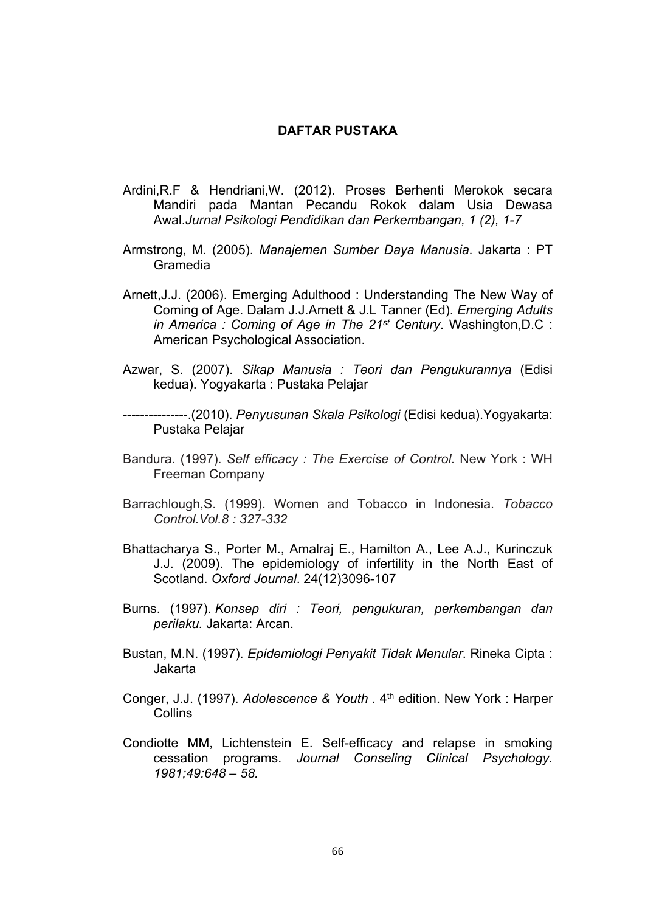# DAFTAR PUSTAKA

Ardini,R.F & Hendriani,W. (2012). Proses Berhenti Merokok secara Mandiri pada Mantan Pecandu Rokok dalam Usia Dewasa Awal.*Jurnal Psikologi Pendidikan dan Perkembangan, 1 (2), 1-7*

Armstrong, M. (2005). *Manajemen Sumber Daya Manusia*. Jakarta : PT Gramedia

Arnett,J.J. (2006). Emerging Adulthood : Understanding The New Way of Coming of Age. Dalam J.J.Arnett & J.L Tanner (Ed). *Emerging Adults in America : Coming of Age in The 21st Century*. Washington,D.C : American Psychological Association.

Azwar, S. (2007). *Sikap Manusia : Teori dan Pengukurannya* (Edisi kedua). Yogyakarta : Pustaka Pelajar

---------------.(2010). *Penyusunan Skala Psikologi* (Edisi kedua).Yogyakarta: Pustaka Pelajar

Bandura. (1997). *Self efficacy : The Exercise of Control.* New York : WH Freeman Company

Barrachlough,S. (1999). Women and Tobacco in Indonesia. *Tobacco Control.Vol.8 : 327-332*

Bhattacharya S., Porter M., Amalraj E., Hamilton A., Lee A.J., Kurinczuk J.J. (2009). The epidemiology of infertility in the North East of Scotland. *Oxford Journal*. 24(12)3096-107

Burns. (1997). *Konsep diri : Teori, pengukuran, perkembangan dan perilaku.* Jakarta: Arcan.

Bustan, M.N. (1997). *Epidemiologi Penyakit Tidak Menular*. Rineka Cipta : Jakarta

Conger, J.J. (1997). *Adolescence & Youth .* 4th edition. New York : Harper Collins

Condiotte MM, Lichtenstein E. Self-efficacy and relapse in smoking cessation programs. *Journal Conseling Clinical Psychology. 1981;49:648 – 58.*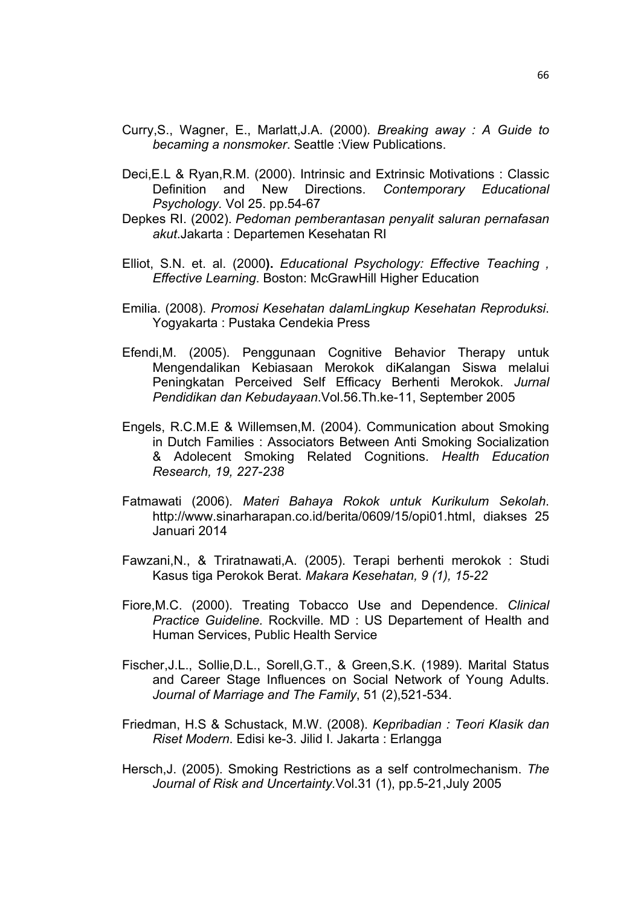Curry,S., Wagner, E., Marlatt,J.A. (2000). *Breaking away : A Guide to becaming a nonsmoker*. Seattle :View Publications.

Deci,E.L & Ryan,R.M. (2000). Intrinsic and Extrinsic Motivations : Classic Definition and New Directions. *Contemporary Educational Psychology.* Vol 25. pp.54-67

Depkes RI. (2002). *Pedoman pemberantasan penyalit saluran pernafasan akut*.Jakarta : Departemen Kesehatan RI

Elliot, S.N. et. al. (2000**).** *Educational Psychology: Effective Teaching , Effective Learning*. Boston: McGrawHill Higher Education

Emilia. (2008). *Promosi Kesehatan dalamLingkup Kesehatan Reproduksi*. Yogyakarta : Pustaka Cendekia Press

Efendi,M. (2005). Penggunaan Cognitive Behavior Therapy untuk Mengendalikan Kebiasaan Merokok diKalangan Siswa melalui Peningkatan Perceived Self Efficacy Berhenti Merokok. *Jurnal Pendidikan dan Kebudayaan*.Vol.56.Th.ke-11, September 2005

Engels, R.C.M.E & Willemsen,M. (2004). Communication about Smoking in Dutch Families : Associators Between Anti Smoking Socialization & Adolecent Smoking Related Cognitions. *Health Education Research, 19, 227-238*

Fatmawati (2006). *Materi Bahaya Rokok untuk Kurikulum Sekolah*. http://www.sinarharapan.co.id/berita/0609/15/opi01.html, diakses 25 Januari 2014

Fawzani,N., & Triratnawati,A. (2005). Terapi berhenti merokok : Studi Kasus tiga Perokok Berat. *Makara Kesehatan, 9 (1), 15-22*

Fiore,M.C. (2000). Treating Tobacco Use and Dependence. *Clinical Practice Guideline.* Rockville. MD : US Departement of Health and Human Services, Public Health Service

Fischer,J.L., Sollie,D.L., Sorell,G.T., & Green,S.K. (1989). Marital Status and Career Stage Influences on Social Network of Young Adults. *Journal of Marriage and The Family*, 51 (2),521-534.

Friedman, H.S & Schustack, M.W. (2008). *Kepribadian : Teori Klasik dan Riset Modern*. Edisi ke-3. Jilid I. Jakarta : Erlangga

Hersch,J. (2005). Smoking Restrictions as a self controlmechanism. *The Journal of Risk and Uncertainty.*Vol.31 (1), pp.5-21,July 2005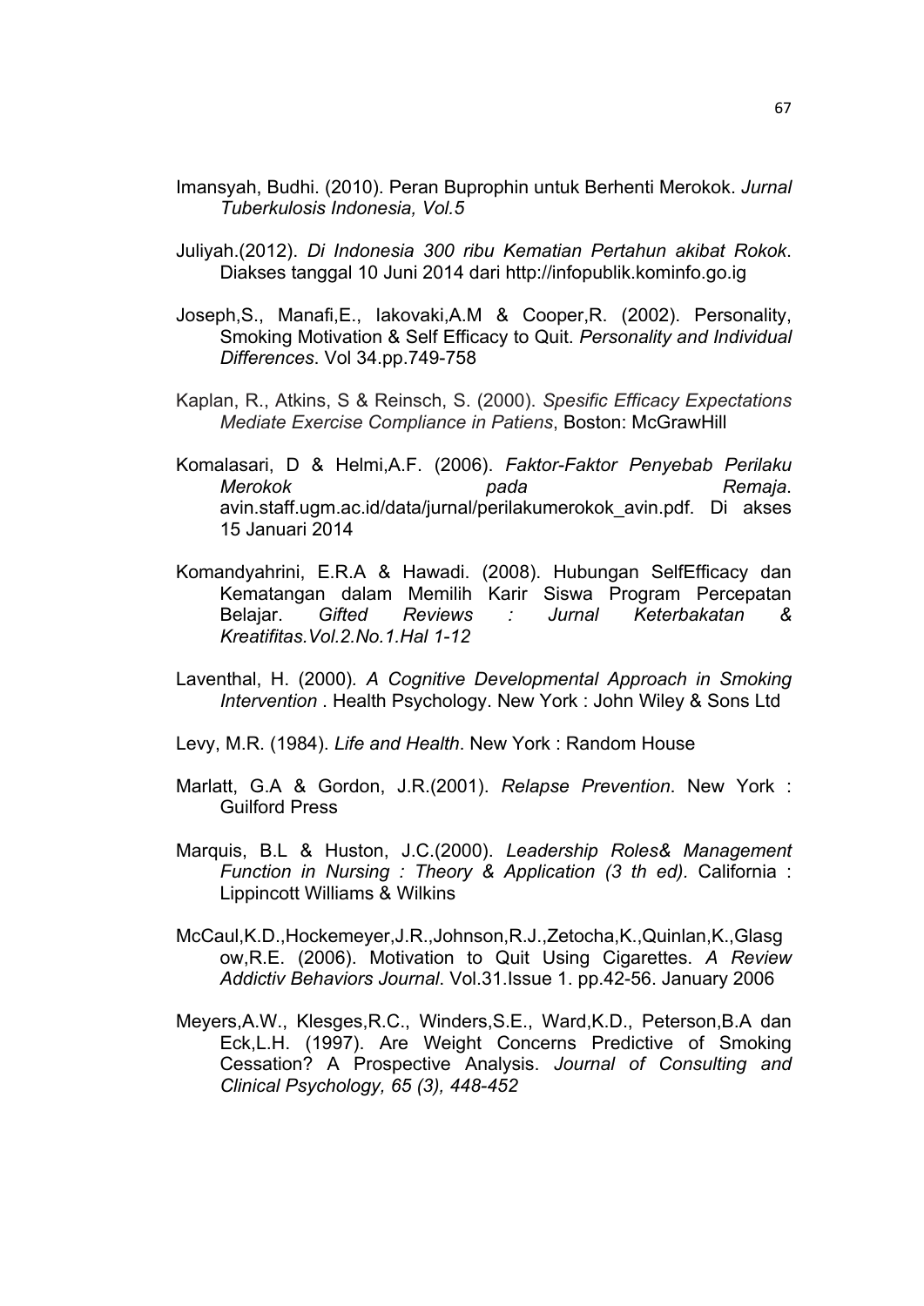Imansyah, Budhi. (2010). Peran Buprophin untuk Berhenti Merokok. *Jurnal Tuberkulosis Indonesia, Vol.5*

Juliyah.(2012). *Di Indonesia 300 ribu Kematian Pertahun akibat Rokok*. Diakses tanggal 10 Juni 2014 dari http://infopublik.kominfo.go.ig

Joseph,S., Manafi,E., Iakovaki,A.M & Cooper,R. (2002). Personality, Smoking Motivation & Self Efficacy to Quit. *Personality and Individual Differences*. Vol 34.pp.749-758

Kaplan, R., Atkins, S & Reinsch, S. (2000). *Spesific Efficacy Expectations Mediate Exercise Compliance in Patiens*, Boston: McGrawHill

Komalasari, D & Helmi,A.F. (2006). *Faktor-Faktor Penyebab Perilaku Merokok pada Remaja*. avin.staff.ugm.ac.id/data/jurnal/perilakumerokok_avin.pdf. Di akses 15 Januari 2014

Komandyahrini, E.R.A & Hawadi. (2008). Hubungan SelfEfficacy dan Kematangan dalam Memilih Karir Siswa Program Percepatan Belajar. *Gifted Reviews : Jurnal Keterbakatan & Kreatifitas.Vol.2.No.1.Hal 1-12*

Laventhal, H. (2000). *A Cognitive Developmental Approach in Smoking Intervention* . Health Psychology. New York : John Wiley & Sons Ltd

Levy, M.R. (1984). *Life and Health*. New York : Random House

Marlatt, G.A & Gordon, J.R.(2001). *Relapse Prevention*. New York : Guilford Press

Marquis, B.L & Huston, J.C.(2000). *Leadership Roles& Management Function in Nursing : Theory & Application (3 th ed)*. California : Lippincott Williams & Wilkins

McCaul,K.D.,Hockemeyer,J.R.,Johnson,R.J.,Zetocha,K.,Quinlan,K.,Glasgow,R.E. (2006). Motivation to Quit Using Cigarettes. *A Review Addictiv Behaviors Journal*. Vol.31.Issue 1. pp.42-56. January 2006

Meyers,A.W., Klesges,R.C., Winders,S.E., Ward,K.D., Peterson,B.A dan Eck,L.H. (1997). Are Weight Concerns Predictive of Smoking Cessation? A Prospective Analysis. *Journal of Consulting and Clinical Psychology, 65 (3), 448-452*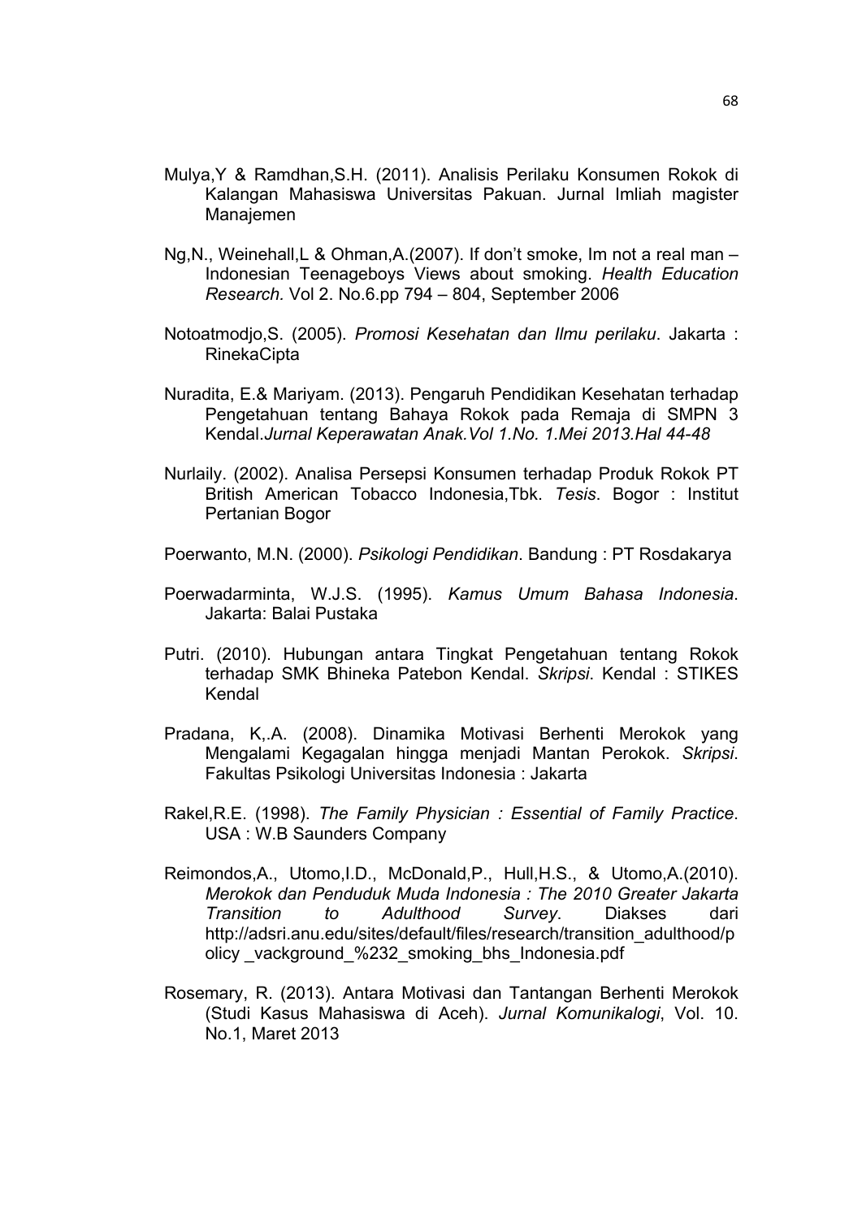Mulya,Y & Ramdhan,S.H. (2011). Analisis Perilaku Konsumen Rokok di Kalangan Mahasiswa Universitas Pakuan. Jurnal Imliah magister Manajemen

Ng,N., Weinehall,L & Ohman,A.(2007). If don't smoke, Im not a real man – Indonesian Teenageboys Views about smoking. *Health Education Research.* Vol 2. No.6.pp 794 – 804, September 2006

Notoatmodjo,S. (2005). *Promosi Kesehatan dan Ilmu perilaku*. Jakarta : RinekaCipta

Nuradita, E.& Mariyam. (2013). Pengaruh Pendidikan Kesehatan terhadap Pengetahuan tentang Bahaya Rokok pada Remaja di SMPN 3 Kendal.*Jurnal Keperawatan Anak.Vol 1.No. 1.Mei 2013.Hal 44-48*

Nurlaily. (2002). Analisa Persepsi Konsumen terhadap Produk Rokok PT British American Tobacco Indonesia,Tbk. *Tesis*. Bogor : Institut Pertanian Bogor

Poerwanto, M.N. (2000). *Psikologi Pendidikan*. Bandung : PT Rosdakarya

Poerwadarminta, W.J.S. (1995). *Kamus Umum Bahasa Indonesia*. Jakarta: Balai Pustaka

Putri. (2010). Hubungan antara Tingkat Pengetahuan tentang Rokok terhadap SMK Bhineka Patebon Kendal. *Skripsi*. Kendal : STIKES Kendal

Pradana, K,.A. (2008). Dinamika Motivasi Berhenti Merokok yang Mengalami Kegagalan hingga menjadi Mantan Perokok. *Skripsi*. Fakultas Psikologi Universitas Indonesia : Jakarta

Rakel,R.E. (1998). *The Family Physician : Essential of Family Practice*. USA : W.B Saunders Company

Reimondos,A., Utomo,I.D., McDonald,P., Hull,H.S., & Utomo,A.(2010). *Merokok dan Penduduk Muda Indonesia : The 2010 Greater Jakarta Transition to Adulthood Survey*. Diakses dari http://adsri.anu.edu/sites/default/files/research/transition_adulthood/policy _vackground_%232_smoking_bhs_Indonesia.pdf

Rosemary, R. (2013). Antara Motivasi dan Tantangan Berhenti Merokok (Studi Kasus Mahasiswa di Aceh). *Jurnal Komunikalogi*, Vol. 10. No.1, Maret 2013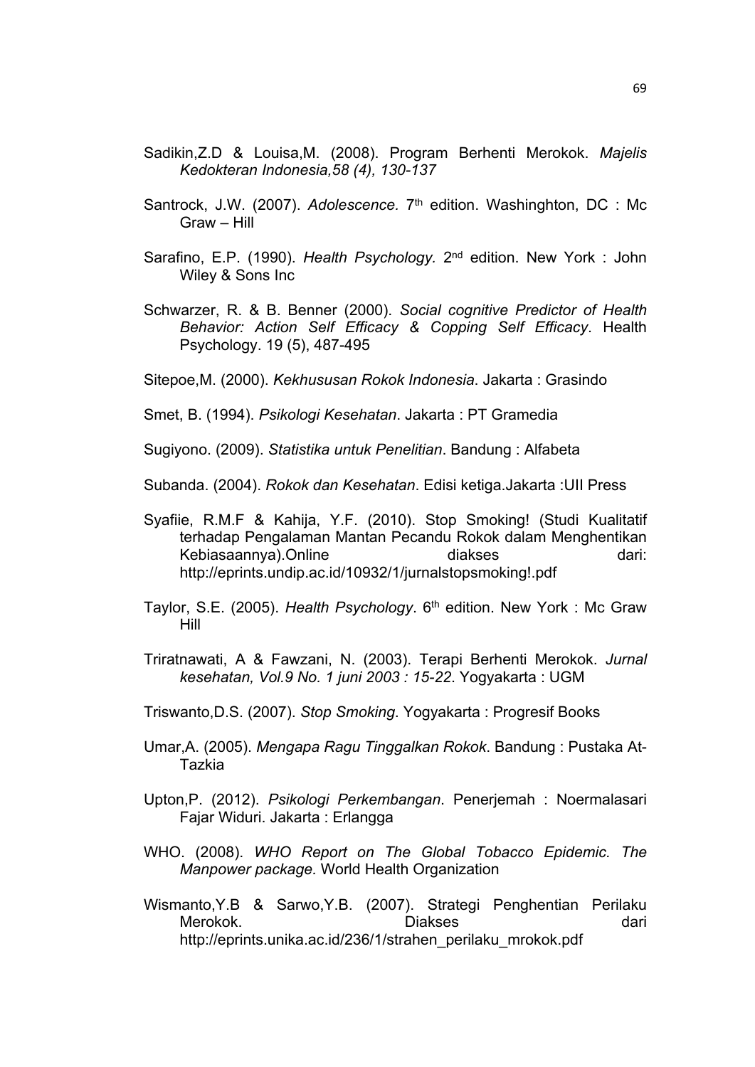Sadikin,Z.D & Louisa,M. (2008). Program Berhenti Merokok. *Majelis Kedokteran Indonesia,58 (4), 130-137*

Santrock, J.W. (2007). *Adolescence.* 7th edition. Washinghton, DC : Mc Graw – Hill

Sarafino, E.P. (1990). *Health Psychology.* 2nd edition. New York : John Wiley & Sons Inc

Schwarzer, R. & B. Benner (2000). *Social cognitive Predictor of Health Behavior: Action Self Efficacy & Copping Self Efficacy*. Health Psychology. 19 (5), 487-495

Sitepoe,M. (2000). *Kekhususan Rokok Indonesia*. Jakarta : Grasindo

Smet, B. (1994). *Psikologi Kesehatan*. Jakarta : PT Gramedia

Sugiyono. (2009). *Statistika untuk Penelitian*. Bandung : Alfabeta

Subanda. (2004). *Rokok dan Kesehatan*. Edisi ketiga.Jakarta :UII Press

Syafiie, R.M.F & Kahija, Y.F. (2010). Stop Smoking! (Studi Kualitatif terhadap Pengalaman Mantan Pecandu Rokok dalam Menghentikan Kebiasaannya).Online diakses dari: http://eprints.undip.ac.id/10932/1/jurnalstopsmoking!.pdf

Taylor, S.E. (2005). *Health Psychology*. 6th edition. New York : Mc Graw Hill

Triratnawati, A & Fawzani, N. (2003). Terapi Berhenti Merokok. *Jurnal kesehatan, Vol.9 No. 1 juni 2003 : 15-22*. Yogyakarta : UGM

Triswanto,D.S. (2007). *Stop Smoking*. Yogyakarta : Progresif Books

Umar,A. (2005). *Mengapa Ragu Tinggalkan Rokok*. Bandung : Pustaka At-Tazkia

Upton,P. (2012). *Psikologi Perkembangan*. Penerjemah : Noermalasari Fajar Widuri. Jakarta : Erlangga

WHO. (2008). *WHO Report on The Global Tobacco Epidemic. The Manpower package.* World Health Organization

Wismanto,Y.B & Sarwo,Y.B. (2007). Strategi Penghentian Perilaku Merokok. Diakses dari http://eprints.unika.ac.id/236/1/strahen_perilaku_mrokok.pdf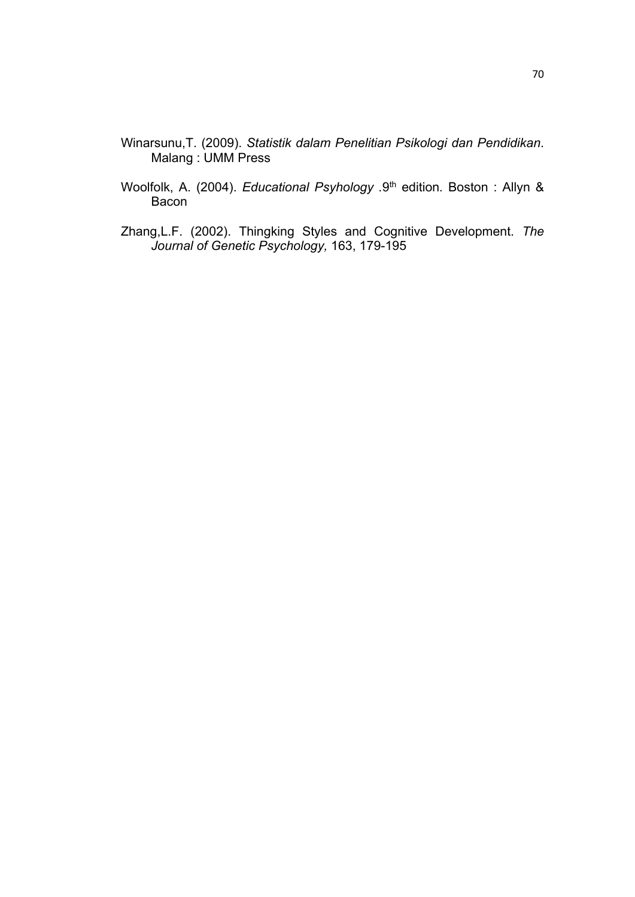Winarsunu,T. (2009). *Statistik dalam Penelitian Psikologi dan Pendidikan*. Malang : UMM Press

Woolfolk, A. (2004). *Educational Psyhology* .9th edition. Boston : Allyn & Bacon

Zhang,L.F. (2002). Thingking Styles and Cognitive Development. *The Journal of Genetic Psychology,* 163, 179-195